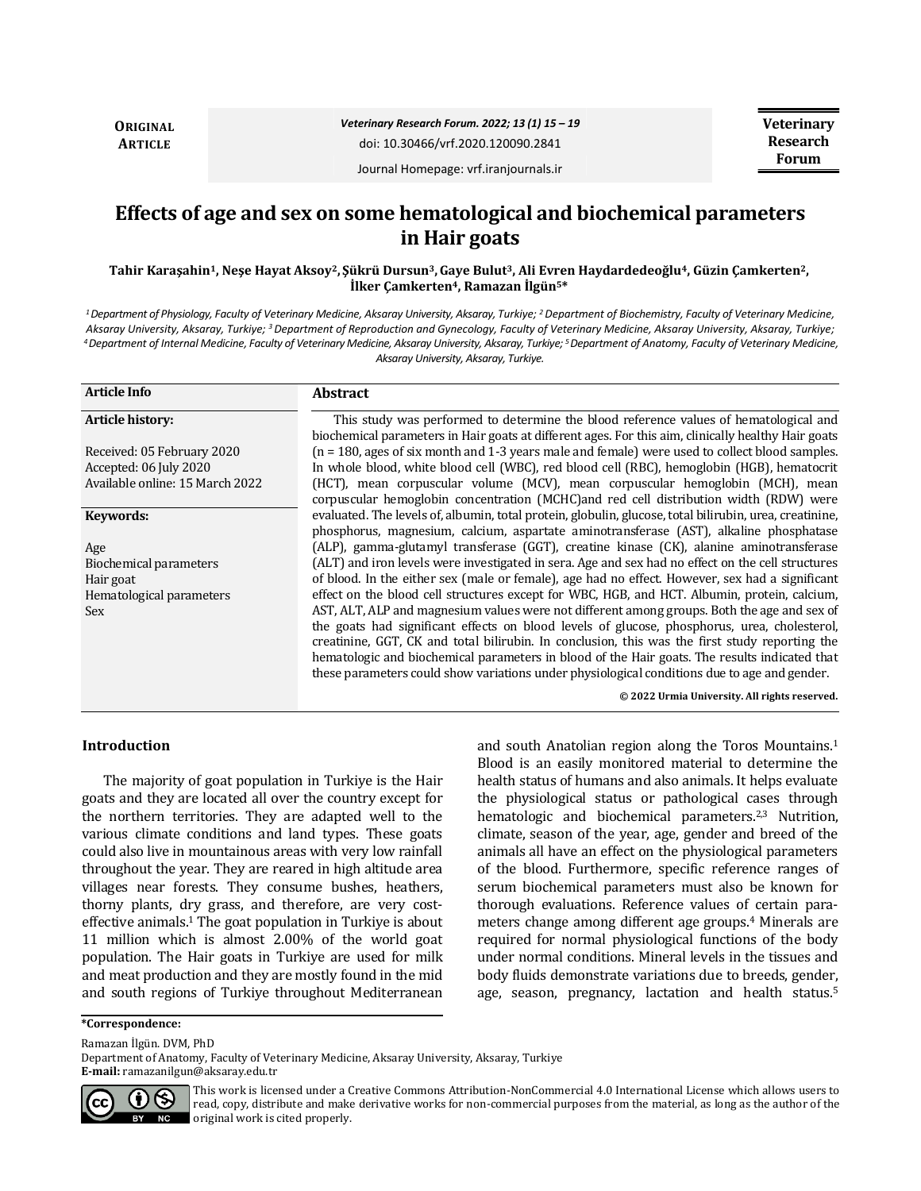**ORIGINAL ARTICLE**

Veterinary Research Forum. 2022; 13 (1) 15 – 19

doi: 10.30466/vrf.2020.120090.2841

Journal Homepage: vrf.iranjournals.ir

# Effects of age and sex on some hematological and biochemical parameters in Hair goats

**Tahir Karaşahin[1], Neşe Hayat Aksoy[2], Şükrü Dursun[3], Gaye Bulut[3], Ali Evren Haydardedeoğlu[4], Güzin Çamkerten[2], İlker Çamkerten[4], Ramazan İlgün[5]***

*[1] Department of Physiology, Faculty of Veterinary Medicine, Aksaray University, Aksaray, Turkiye; [2] Department of Biochemistry, Faculty of Veterinary Medicine, Aksaray University, Aksaray, Turkiye; [3] Department of Reproduction and Gynecology, Faculty of Veterinary Medicine, Aksaray University, Aksaray, Turkiye; [4] Department of Internal Medicine, Faculty of Veterinary Medicine, Aksaray University, Aksaray, Turkiye; [5] Department of Anatomy, Faculty of Veterinary Medicine, Aksaray University, Aksaray, Turkiye.*

**Article Info**

**Article history:**

Received: 05 February 2020
Accepted: 06 July 2020
Available online: 15 March 2022

**Keywords:**

Age
Biochemical parameters
Hair goat
Hematological parameters
Sex

## Abstract

This study was performed to determine the blood reference values of hematological and biochemical parameters in Hair goats at different ages. For this aim, clinically healthy Hair goats (n = 180, ages of six month and 1-3 years male and female) were used to collect blood samples. In whole blood, white blood cell (WBC), red blood cell (RBC), hemoglobin (HGB), hematocrit (HCT), mean corpuscular volume (MCV), mean corpuscular hemoglobin (MCH), mean corpuscular hemoglobin concentration (MCHC)and red cell distribution width (RDW) were evaluated. The levels of, albumin, total protein, globulin, glucose, total bilirubin, urea, creatinine, phosphorus, magnesium, calcium, aspartate aminotransferase (AST), alkaline phosphatase (ALP), gamma-glutamyl transferase (GGT), creatine kinase (CK), alanine aminotransferase (ALT) and iron levels were investigated in sera. Age and sex had no effect on the cell structures of blood. In the either sex (male or female), age had no effect. However, sex had a significant effect on the blood cell structures except for WBC, HGB, and HCT. Albumin, protein, calcium, AST, ALT, ALP and magnesium values were not different among groups. Both the age and sex of the goats had significant effects on blood levels of glucose, phosphorus, urea, cholesterol, creatinine, GGT, CK and total bilirubin. In conclusion, this was the first study reporting the hematologic and biochemical parameters in blood of the Hair goats. The results indicated that these parameters could show variations under physiological conditions due to age and gender.

**© 2022 Urmia University. All rights reserved.**

## Introduction

The majority of goat population in Turkiye is the Hair goats and they are located all over the country except for the northern territories. They are adapted well to the various climate conditions and land types. These goats could also live in mountainous areas with very low rainfall throughout the year. They are reared in high altitude area villages near forests. They consume bushes, heathers, thorny plants, dry grass, and therefore, are very cost-effective animals.[1] The goat population in Turkiye is about 11 million which is almost 2.00% of the world goat population. The Hair goats in Turkiye are used for milk and meat production and they are mostly found in the mid and south regions of Turkiye throughout Mediterranean and south Anatolian region along the Toros Mountains.[1] Blood is an easily monitored material to determine the health status of humans and also animals. It helps evaluate the physiological status or pathological cases through hematologic and biochemical parameters.[2,3] Nutrition, climate, season of the year, age, gender and breed of the animals all have an effect on the physiological parameters of the blood. Furthermore, specific reference ranges of serum biochemical parameters must also be known for thorough evaluations. Reference values of certain parameters change among different age groups.[4] Minerals are required for normal physiological functions of the body under normal conditions. Mineral levels in the tissues and body fluids demonstrate variations due to breeds, gender, age, season, pregnancy, lactation and health status.[5]

**\*Correspondence:**

Ramazan İlgün. DVM, PhD
Department of Anatomy, Faculty of Veterinary Medicine, Aksaray University, Aksaray, Turkiye
**E-mail:** ramazanilgun@aksaray.edu.tr

This work is licensed under a Creative Commons Attribution-NonCommercial 4.0 International License which allows users to read, copy, distribute and make derivative works for non-commercial purposes from the material, as long as the author of the original work is cited properly.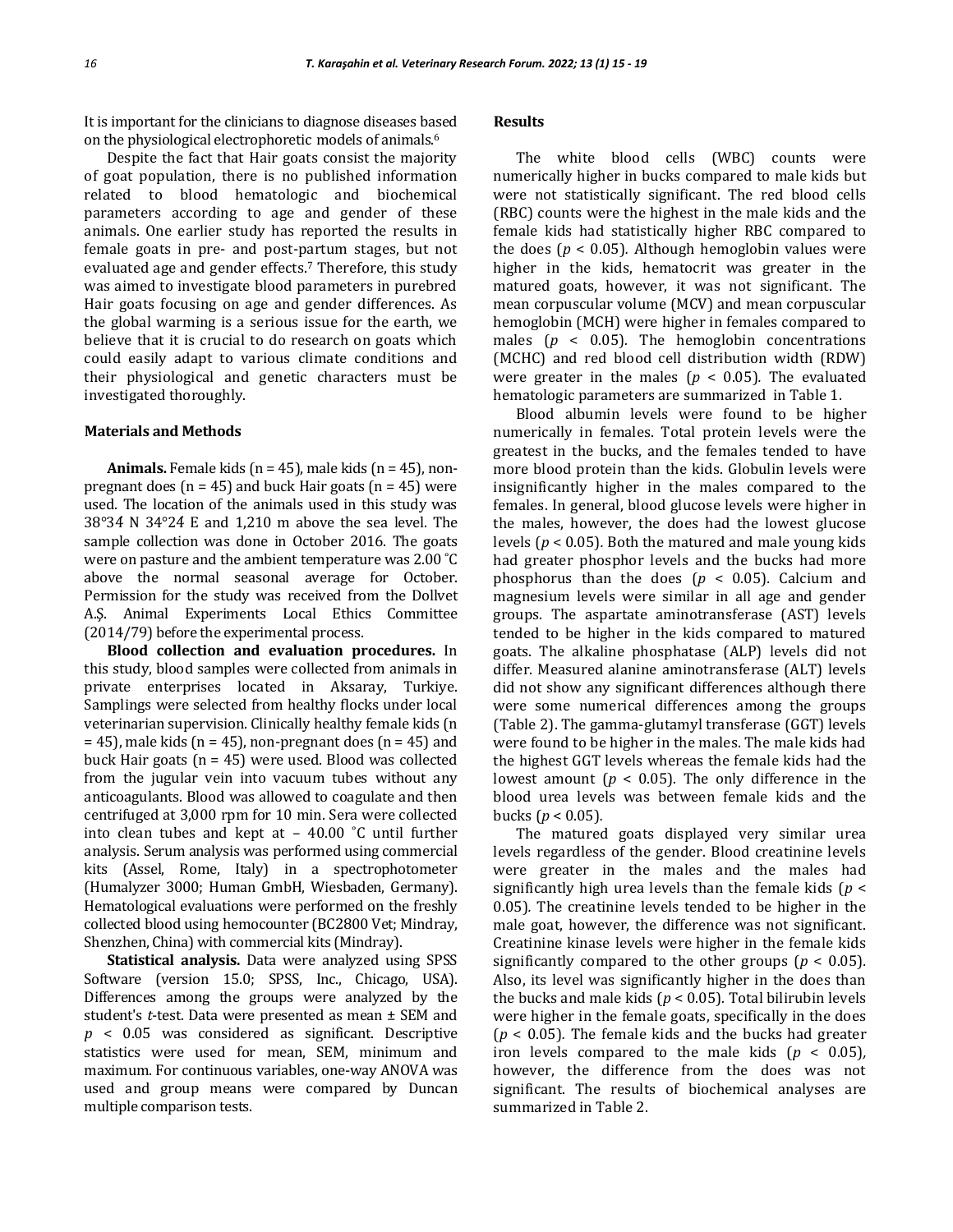It is important for the clinicians to diagnose diseases based on the physiological electrophoretic models of animals.[6]

Despite the fact that Hair goats consist the majority of goat population, there is no published information related to blood hematologic and biochemical parameters according to age and gender of these animals. One earlier study has reported the results in female goats in pre- and post-partum stages, but not evaluated age and gender effects.[7] Therefore, this study was aimed to investigate blood parameters in purebred Hair goats focusing on age and gender differences. As the global warming is a serious issue for the earth, we believe that it is crucial to do research on goats which could easily adapt to various climate conditions and their physiological and genetic characters must be investigated thoroughly.

## Materials and Methods

**Animals.** Female kids (n = 45), male kids (n = 45), non-pregnant does (n = 45) and buck Hair goats (n = 45) were used. The location of the animals used in this study was 38°34 N 34°24 E and 1,210 m above the sea level. The sample collection was done in October 2016. The goats were on pasture and the ambient temperature was 2.00 ˚C above the normal seasonal average for October. Permission for the study was received from the Dollvet A.Ş. Animal Experiments Local Ethics Committee (2014/79) before the experimental process.

**Blood collection and evaluation procedures.** In this study, blood samples were collected from animals in private enterprises located in Aksaray, Turkiye. Samplings were selected from healthy flocks under local veterinarian supervision. Clinically healthy female kids (n = 45), male kids (n = 45), non-pregnant does (n = 45) and buck Hair goats (n = 45) were used. Blood was collected from the jugular vein into vacuum tubes without any anticoagulants. Blood was allowed to coagulate and then centrifuged at 3,000 rpm for 10 min. Sera were collected into clean tubes and kept at – 40.00 ˚C until further analysis. Serum analysis was performed using commercial kits (Assel, Rome, Italy) in a spectrophotometer (Humalyzer 3000; Human GmbH, Wiesbaden, Germany). Hematological evaluations were performed on the freshly collected blood using hemocounter (BC2800 Vet; Mindray, Shenzhen, China) with commercial kits (Mindray).

**Statistical analysis.** Data were analyzed using SPSS Software (version 15.0; SPSS, Inc., Chicago, USA). Differences among the groups were analyzed by the student's *t*-test. Data were presented as mean ± SEM and $p < 0.05$ was considered as significant. Descriptive statistics were used for mean, SEM, minimum and maximum. For continuous variables, one-way ANOVA was used and group means were compared by Duncan multiple comparison tests.

## Results

The white blood cells (WBC) counts were numerically higher in bucks compared to male kids but were not statistically significant. The red blood cells (RBC) counts were the highest in the male kids and the female kids had statistically higher RBC compared to the does ($p < 0.05$). Although hemoglobin values were higher in the kids, hematocrit was greater in the matured goats, however, it was not significant. The mean corpuscular volume (MCV) and mean corpuscular hemoglobin (MCH) were higher in females compared to males ($p < 0.05$). The hemoglobin concentrations (MCHC) and red blood cell distribution width (RDW) were greater in the males ($p < 0.05$). The evaluated hematologic parameters are summarized in Table 1.

Blood albumin levels were found to be higher numerically in females. Total protein levels were the greatest in the bucks, and the females tended to have more blood protein than the kids. Globulin levels were insignificantly higher in the males compared to the females. In general, blood glucose levels were higher in the males, however, the does had the lowest glucose levels ($p < 0.05$). Both the matured and male young kids had greater phosphor levels and the bucks had more phosphorus than the does ($p < 0.05$). Calcium and magnesium levels were similar in all age and gender groups. The aspartate aminotransferase (AST) levels tended to be higher in the kids compared to matured goats. The alkaline phosphatase (ALP) levels did not differ. Measured alanine aminotransferase (ALT) levels did not show any significant differences although there were some numerical differences among the groups (Table 2). The gamma-glutamyl transferase (GGT) levels were found to be higher in the males. The male kids had the highest GGT levels whereas the female kids had the lowest amount ($p < 0.05$). The only difference in the blood urea levels was between female kids and the bucks ($p < 0.05$).

The matured goats displayed very similar urea levels regardless of the gender. Blood creatinine levels were greater in the males and the males had significantly high urea levels than the female kids ($p < 0.05$). The creatinine levels tended to be higher in the male goat, however, the difference was not significant. Creatinine kinase levels were higher in the female kids significantly compared to the other groups ($p < 0.05$). Also, its level was significantly higher in the does than the bucks and male kids ($p < 0.05$). Total bilirubin levels were higher in the female goats, specifically in the does ($p < 0.05$). The female kids and the bucks had greater iron levels compared to the male kids ($p < 0.05$), however, the difference from the does was not significant. The results of biochemical analyses are summarized in Table 2.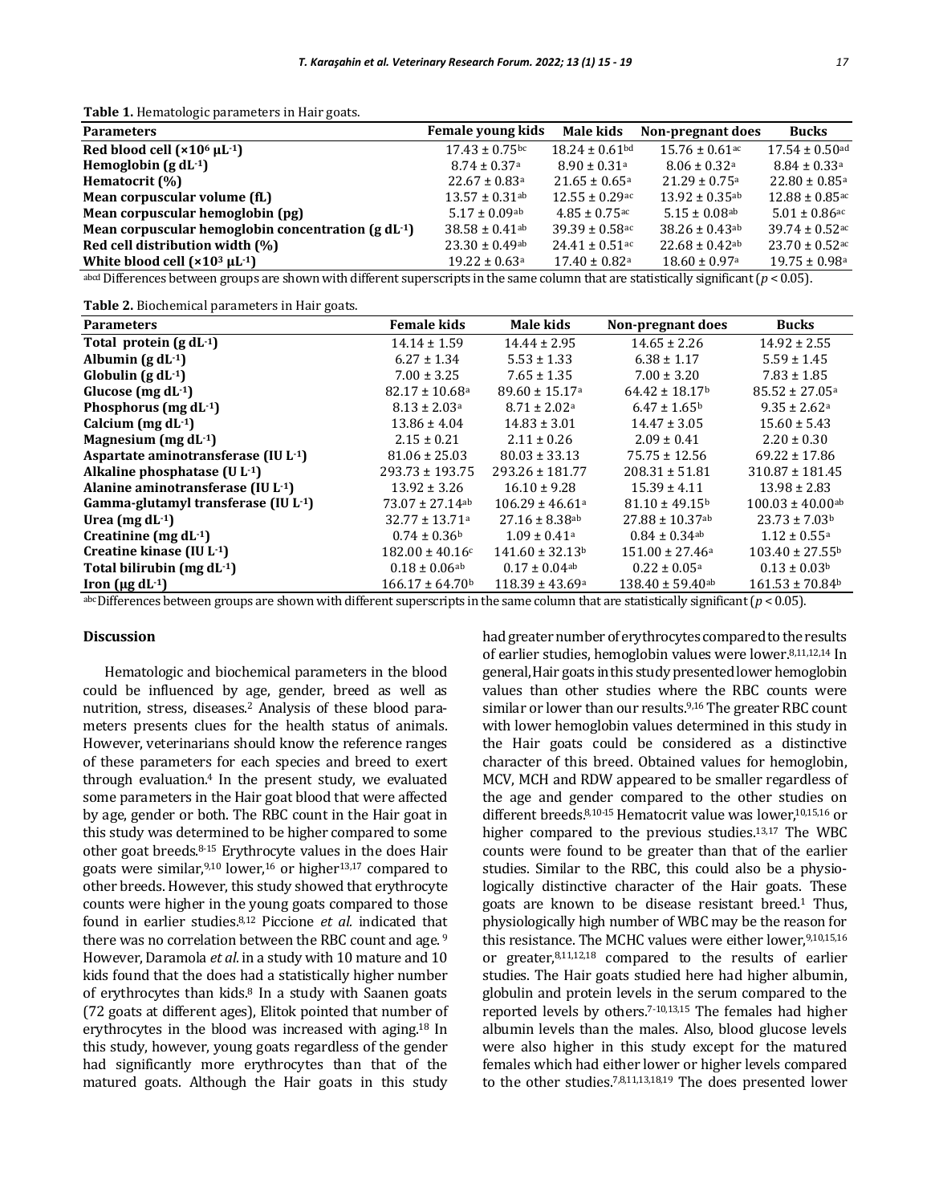**Table 1.** Hematologic parameters in Hair goats.

| Parameters | Female young kids | Male kids | Non-pregnant does | Bucks |
|---|---|---|---|---|
| **Red blood cell ($\times10^6$ µL$^{-1}$)** | 17.43 ± 0.75$^{bc}$ | 18.24 ± 0.61$^{bd}$ | 15.76 ± 0.61$^{ac}$ | 17.54 ± 0.50$^{ad}$ |
| **Hemoglobin (g dL$^{-1}$)** | 8.74 ± 0.37$^{a}$ | 8.90 ± 0.31$^{a}$ | 8.06 ± 0.32$^{a}$ | 8.84 ± 0.33$^{a}$ |
| **Hematocrit (%)** | 22.67 ± 0.83$^{a}$ | 21.65 ± 0.65$^{a}$ | 21.29 ± 0.75$^{a}$ | 22.80 ± 0.85$^{a}$ |
| **Mean corpuscular volume (fL)** | 13.57 ± 0.31$^{ab}$ | 12.55 ± 0.29$^{ac}$ | 13.92 ± 0.35$^{ab}$ | 12.88 ± 0.85$^{ac}$ |
| **Mean corpuscular hemoglobin (pg)** | 5.17 ± 0.09$^{ab}$ | 4.85 ± 0.75$^{ac}$ | 5.15 ± 0.08$^{ab}$ | 5.01 ± 0.86$^{ac}$ |
| **Mean corpuscular hemoglobin concentration (g dL$^{-1}$)** | 38.58 ± 0.41$^{ab}$ | 39.39 ± 0.58$^{ac}$ | 38.26 ± 0.43$^{ab}$ | 39.74 ± 0.52$^{ac}$ |
| **Red cell distribution width (%)** | 23.30 ± 0.49$^{ab}$ | 24.41 ± 0.51$^{ac}$ | 22.68 ± 0.42$^{ab}$ | 23.70 ± 0.52$^{ac}$ |
| **White blood cell ($\times10^3$ µL$^{-1}$)** | 19.22 ± 0.63$^{a}$ | 17.40 ± 0.82$^{a}$ | 18.60 ± 0.97$^{a}$ | 19.75 ± 0.98$^{a}$ |

$^{abcd}$ Differences between groups are shown with different superscripts in the same column that are statistically significant ($p < 0.05$).

**Table 2.** Biochemical parameters in Hair goats.

| Parameters | Female kids | Male kids | Non-pregnant does | Bucks |
|---|---|---|---|---|
| **Total protein (g dL$^{-1}$)** | 14.14 ± 1.59 | 14.44 ± 2.95 | 14.65 ± 2.26 | 14.92 ± 2.55 |
| **Albumin (g dL$^{-1}$)** | 6.27 ± 1.34 | 5.53 ± 1.33 | 6.38 ± 1.17 | 5.59 ± 1.45 |
| **Globulin (g dL$^{-1}$)** | 7.00 ± 3.25 | 7.65 ± 1.35 | 7.00 ± 3.20 | 7.83 ± 1.85 |
| **Glucose (mg dL$^{-1}$)** | 82.17 ± 10.68$^{a}$ | 89.60 ± 15.17$^{a}$ | 64.42 ± 18.17$^{b}$ | 85.52 ± 27.05$^{a}$ |
| **Phosphorus (mg dL$^{-1}$)** | 8.13 ± 2.03$^{a}$ | 8.71 ± 2.02$^{a}$ | 6.47 ± 1.65$^{b}$ | 9.35 ± 2.62$^{a}$ |
| **Calcium (mg dL$^{-1}$)** | 13.86 ± 4.04 | 14.83 ± 3.01 | 14.47 ± 3.05 | 15.60 ± 5.43 |
| **Magnesium (mg dL$^{-1}$)** | 2.15 ± 0.21 | 2.11 ± 0.26 | 2.09 ± 0.41 | 2.20 ± 0.30 |
| **Aspartate aminotransferase (IU L$^{-1}$)** | 81.06 ± 25.03 | 80.03 ± 33.13 | 75.75 ± 12.56 | 69.22 ± 17.86 |
| **Alkaline phosphatase (U L$^{-1}$)** | 293.73 ± 193.75 | 293.26 ± 181.77 | 208.31 ± 51.81 | 310.87 ± 181.45 |
| **Alanine aminotransferase (IU L$^{-1}$)** | 13.92 ± 3.26 | 16.10 ± 9.28 | 15.39 ± 4.11 | 13.98 ± 2.83 |
| **Gamma-glutamyl transferase (IU L$^{-1}$)** | 73.07 ± 27.14$^{ab}$ | 106.29 ± 46.61$^{a}$ | 81.10 ± 49.15$^{b}$ | 100.03 ± 40.00$^{ab}$ |
| **Urea (mg dL$^{-1}$)** | 32.77 ± 13.71$^{a}$ | 27.16 ± 8.38$^{ab}$ | 27.88 ± 10.37$^{ab}$ | 23.73 ± 7.03$^{b}$ |
| **Creatinine (mg dL$^{-1}$)** | 0.74 ± 0.36$^{b}$ | 1.09 ± 0.41$^{a}$ | 0.84 ± 0.34$^{ab}$ | 1.12 ± 0.55$^{a}$ |
| **Creatine kinase (IU L$^{-1}$)** | 182.00 ± 40.16$^{c}$ | 141.60 ± 32.13$^{b}$ | 151.00 ± 27.46$^{a}$ | 103.40 ± 27.55$^{b}$ |
| **Total bilirubin (mg dL$^{-1}$)** | 0.18 ± 0.06$^{ab}$ | 0.17 ± 0.04$^{ab}$ | 0.22 ± 0.05$^{a}$ | 0.13 ± 0.03$^{b}$ |
| **Iron (µg dL$^{-1}$)** | 166.17 ± 64.70$^{b}$ | 118.39 ± 43.69$^{a}$ | 138.40 ± 59.40$^{ab}$ | 161.53 ± 70.84$^{b}$ |

$^{abc}$ Differences between groups are shown with different superscripts in the same column that are statistically significant ($p < 0.05$).

## Discussion

Hematologic and biochemical parameters in the blood could be influenced by age, gender, breed as well as nutrition, stress, diseases.[2] Analysis of these blood parameters presents clues for the health status of animals. However, veterinarians should know the reference ranges of these parameters for each species and breed to exert through evaluation.[4] In the present study, we evaluated some parameters in the Hair goat blood that were affected by age, gender or both. The RBC count in the Hair goat in this study was determined to be higher compared to some other goat breeds.[8-15] Erythrocyte values in the does Hair goats were similar,[9,10] lower,[16] or higher[13,17] compared to other breeds. However, this study showed that erythrocyte counts were higher in the young goats compared to those found in earlier studies.[8,12] Piccione *et al.* indicated that there was no correlation between the RBC count and age.[9] However, Daramola *et al.* in a study with 10 mature and 10 kids found that the does had a statistically higher number of erythrocytes than kids.[8] In a study with Saanen goats (72 goats at different ages), Elitok pointed that number of erythrocytes in the blood was increased with aging.[18] In this study, however, young goats regardless of the gender had significantly more erythrocytes than that of the matured goats. Although the Hair goats in this study had greater number of erythrocytes compared to the results of earlier studies, hemoglobin values were lower.[8,11,12,14] In general, Hair goats in this study presented lower hemoglobin values than other studies where the RBC counts were similar or lower than our results.[9,16] The greater RBC count with lower hemoglobin values determined in this study in the Hair goats could be considered as a distinctive character of this breed. Obtained values for hemoglobin, MCV, MCH and RDW appeared to be smaller regardless of the age and gender compared to the other studies on different breeds.[8,10-15] Hematocrit value was lower,[10,15,16] or higher compared to the previous studies.[13,17] The WBC counts were found to be greater than that of the earlier studies. Similar to the RBC, this could also be a physiologically distinctive character of the Hair goats. These goats are known to be disease resistant breed.[1] Thus, physiologically high number of WBC may be the reason for this resistance. The MCHC values were either lower,[9,10,15,16] or greater,[8,11,12,18] compared to the results of earlier studies. The Hair goats studied here had higher albumin, globulin and protein levels in the serum compared to the reported levels by others.[7-10,13,15] The females had higher albumin levels than the males. Also, blood glucose levels were also higher in this study except for the matured females which had either lower or higher levels compared to the other studies.[7,8,11,13,18,19] The does presented lower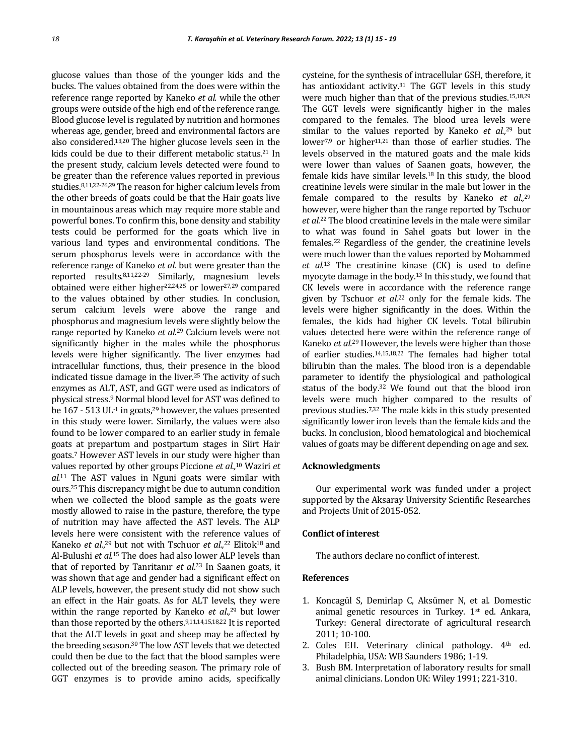glucose values than those of the younger kids and the bucks. The values obtained from the does were within the reference range reported by Kaneko *et al.* while the other groups were outside of the high end of the reference range. Blood glucose level is regulated by nutrition and hormones whereas age, gender, breed and environmental factors are also considered.[13,20] The higher glucose levels seen in the kids could be due to their different metabolic status.[21] In the present study, calcium levels detected were found to be greater than the reference values reported in previous studies.[8,11,22-26,29] The reason for higher calcium levels from the other breeds of goats could be that the Hair goats live in mountainous areas which may require more stable and powerful bones. To confirm this, bone density and stability tests could be performed for the goats which live in various land types and environmental conditions. The serum phosphorus levels were in accordance with the reference range of Kaneko *et al.* but were greater than the reported results.[8,11,22-29] Similarly, magnesium levels obtained were either higher[22,24,25] or lower[27,29] compared to the values obtained by other studies. In conclusion, serum calcium levels were above the range and phosphorus and magnesium levels were slightly below the range reported by Kaneko *et al.*[29] Calcium levels were not significantly higher in the males while the phosphorus levels were higher significantly. The liver enzymes had intracellular functions, thus, their presence in the blood indicated tissue damage in the liver.[25] The activity of such enzymes as ALT, AST, and GGT were used as indicators of physical stress.[9] Normal blood level for AST was defined to be 167 - 513 $UL^{-1}$ in goats,[29] however, the values presented in this study were lower. Similarly, the values were also found to be lower compared to an earlier study in female goats at prepartum and postpartum stages in Siirt Hair goats.[7] However AST levels in our study were higher than values reported by other groups Piccione *et al.*,[10] Waziri *et al.*[11] The AST values in Nguni goats were similar with ours.[25] This discrepancy might be due to autumn condition when we collected the blood sample as the goats were mostly allowed to raise in the pasture, therefore, the type of nutrition may have affected the AST levels. The ALP levels here were consistent with the reference values of Kaneko *et al.*,[29] but not with Tschuor *et al.*,[22] Elitok[18] and Al-Bulushi *et al.*[15] The does had also lower ALP levels than that of reported by Tanrıtanır *et al.*[23] In Saanen goats, it was shown that age and gender had a significant effect on ALP levels, however, the present study did not show such an effect in the Hair goats. As for ALT levels, they were within the range reported by Kaneko *et al.*,[29] but lower than those reported by the others.[9,11,14,15,18,22] It is reported that the ALT levels in goat and sheep may be affected by the breeding season.[30] The low AST levels that we detected could then be due to the fact that the blood samples were collected out of the breeding season. The primary role of GGT enzymes is to provide amino acids, specifically cysteine, for the synthesis of intracellular GSH, therefore, it has antioxidant activity.[31] The GGT levels in this study were much higher than that of the previous studies.[15,18,29] The GGT levels were significantly higher in the males compared to the females. The blood urea levels were similar to the values reported by Kaneko *et al.*,[29] but lower[7,9] or higher[11,21] than those of earlier studies. The levels observed in the matured goats and the male kids were lower than values of Saanen goats, however, the female kids have similar levels.[18] In this study, the blood creatinine levels were similar in the male but lower in the female compared to the results by Kaneko *et al.*,[29] however, were higher than the range reported by Tschuor *et al.*[22] The blood creatinine levels in the male were similar to what was found in Sahel goats but lower in the females.[22] Regardless of the gender, the creatinine levels were much lower than the values reported by Mohammed *et al.*[13] The creatinine kinase (CK) is used to define myocyte damage in the body.[13] In this study, we found that CK levels were in accordance with the reference range given by Tschuor *et al.*[22] only for the female kids. The levels were higher significantly in the does. Within the females, the kids had higher CK levels. Total bilirubin values detected here were within the reference range of Kaneko *et al.*[29] However, the levels were higher than those of earlier studies.[14,15,18,22] The females had higher total bilirubin than the males. The blood iron is a dependable parameter to identify the physiological and pathological status of the body.[32] We found out that the blood iron levels were much higher compared to the results of previous studies.[7,32] The male kids in this study presented significantly lower iron levels than the female kids and the bucks. In conclusion, blood hematological and biochemical values of goats may be different depending on age and sex.

### Acknowledgments

Our experimental work was funded under a project supported by the Aksaray University Scientific Researches and Projects Unit of 2015-052.

### Conflict of interest

The authors declare no conflict of interest.

### References

1. Koncagül S, Demirlap C, Aksümer N, et al. Domestic animal genetic resources in Turkey. 1st ed. Ankara, Turkey: General directorate of agricultural research 2011; 10-100.
2. Coles EH. Veterinary clinical pathology. 4th ed. Philadelphia, USA: WB Saunders 1986; 1-19.
3. Bush BM. Interpretation of laboratory results for small animal clinicians. London UK: Wiley 1991; 221-310.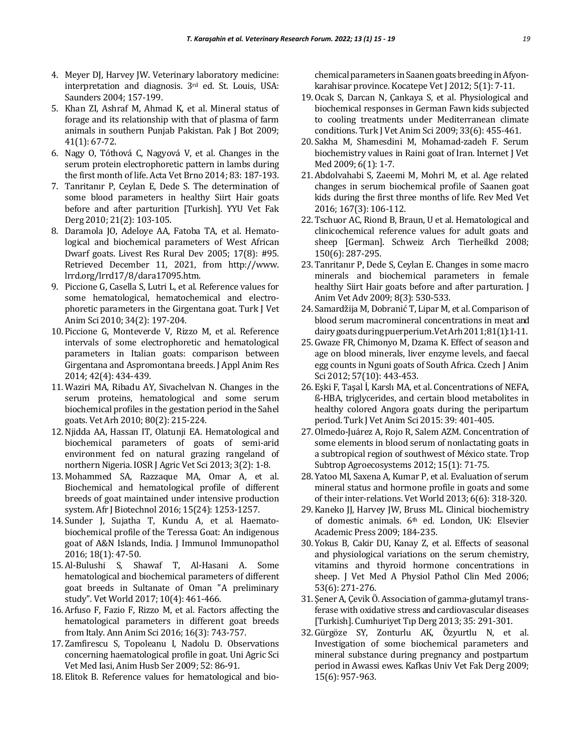4. Meyer DJ, Harvey JW. Veterinary laboratory medicine: interpretation and diagnosis. 3rd ed. St. Louis, USA: Saunders 2004; 157-199.
5. Khan ZI, Ashraf M, Ahmad K, et al. Mineral status of forage and its relationship with that of plasma of farm animals in southern Punjab Pakistan. Pak J Bot 2009; 41(1): 67-72.
6. Nagy O, Tóthová C, Nagyová V, et al. Changes in the serum protein electrophoretic pattern in lambs during the first month of life. Acta Vet Brno 2014; 83: 187-193.
7. Tanritanır P, Ceylan E, Dede S. The determination of some blood parameters in healthy Siirt Hair goats before and after parturition [Turkish]. YYU Vet Fak Derg 2010; 21(2): 103-105.
8. Daramola JO, Adeloye AA, Fatoba TA, et al. Hematological and biochemical parameters of West African Dwarf goats. Livest Res Rural Dev 2005; 17(8): #95. Retrieved December 11, 2021, from http://www.lrrd.org/lrrd17/8/dara17095.htm.
9. Piccione G, Casella S, Lutri L, et al. Reference values for some hematological, hematochemical and electrophoretic parameters in the Girgentana goat. Turk J Vet Anim Sci 2010; 34(2): 197-204.
10. Piccione G, Monteverde V, Rizzo M, et al. Reference intervals of some electrophoretic and hematological parameters in Italian goats: comparison between Girgentana and Aspromontana breeds. J Appl Anim Res 2014; 42(4): 434-439.
11. Waziri MA, Ribadu AY, Sivachelvan N. Changes in the serum proteins, hematological and some serum biochemical profiles in the gestation period in the Sahel goats. Vet Arh 2010; 80(2): 215-224.
12. Njidda AA, Hassan IT, Olatunji EA. Hematological and biochemical parameters of goats of semi-arid environment fed on natural grazing rangeland of northern Nigeria. IOSR J Agric Vet Sci 2013; 3(2): 1-8.
13. Mohammed SA, Razzaque MA, Omar A, et al. Biochemical and hematological profile of different breeds of goat maintained under intensive production system. Afr J Biotechnol 2016; 15(24): 1253-1257.
14. Sunder J, Sujatha T, Kundu A, et al. Haemato-biochemical profile of the Teressa Goat: An indigenous goat of A&N Islands, India. J Immunol Immunopathol 2016; 18(1): 47-50.
15. Al-Bulushi S, Shawaf T, Al-Hasani A. Some hematological and biochemical parameters of different goat breeds in Sultanate of Oman "A preliminary study". Vet World 2017; 10(4): 461-466.
16. Arfuso F, Fazio F, Rizzo M, et al. Factors affecting the hematological parameters in different goat breeds from Italy. Ann Anim Sci 2016; 16(3): 743-757.
17. Zamfirescu S, Topoleanu I, Nadolu D. Observations concerning haematological profile in goat. Uni Agric Sci Vet Med Iasi, Anim Husb Ser 2009; 52: 86-91.
18. Elitok B. Reference values for hematological and biochemical parameters in Saanen goats breeding in Afyonkarahisar province. Kocatepe Vet J 2012; 5(1): 7-11.
19. Ocak S, Darcan N, Çankaya S, et al. Physiological and biochemical responses in German Fawn kids subjected to cooling treatments under Mediterranean climate conditions. Turk J Vet Anim Sci 2009; 33(6): 455-461.
20. Sakha M, Shamesdini M, Mohamad-zadeh F. Serum biochemistry values in Raini goat of Iran. Internet J Vet Med 2009; 6(1): 1-7.
21. Abdolvahabi S, Zaeemi M, Mohri M, et al. Age related changes in serum biochemical profile of Saanen goat kids during the first three months of life. Rev Med Vet 2016; 167(3): 106-112.
22. Tschuor AC, Riond B, Braun, U et al. Hematological and clinicochemical reference values for adult goats and sheep [German]. Schweiz Arch Tierheilkd 2008; 150(6): 287-295.
23. Tanritanır P, Dede S, Ceylan E. Changes in some macro minerals and biochemical parameters in female healthy Siirt Hair goats before and after parturation. J Anim Vet Adv 2009; 8(3): 530-533.
24. Samardžija M, Dobranić T, Lipar M, et al. Comparison of blood serum macromineral concentrations in meat and dairy goats during puerperium. Vet Arh 2011;81(1):1-11.
25. Gwaze FR, Chimonyo M, Dzama K. Effect of season and age on blood minerals, liver enzyme levels, and faecal egg counts in Nguni goats of South Africa. Czech J Anim Sci 2012; 57(10): 443-453.
26. Eşki F, Taşal İ, Karslı MA, et al. Concentrations of NEFA, ß-HBA, triglycerides, and certain blood metabolites in healthy colored Angora goats during the peripartum period. Turk J Vet Anim Sci 2015: 39: 401-405.
27. Olmedo-Juárez A, Rojo R, Salem AZM. Concentration of some elements in blood serum of nonlactating goats in a subtropical region of southwest of México state. Trop Subtrop Agroecosystems 2012; 15(1): 71-75.
28. Yatoo MI, Saxena A, Kumar P, et al. Evaluation of serum mineral status and hormone profile in goats and some of their inter-relations. Vet World 2013; 6(6): 318-320.
29. Kaneko JJ, Harvey JW, Bruss ML. Clinical biochemistry of domestic animals. 6th ed. London, UK: Elsevier Academic Press 2009; 184-235.
30. Yokus B, Cakir DU, Kanay Z, et al. Effects of seasonal and physiological variations on the serum chemistry, vitamins and thyroid hormone concentrations in sheep. J Vet Med A Physiol Pathol Clin Med 2006; 53(6): 271-276.
31. Şener A, Çevik Ö. Association of gamma-glutamyl transferase with oxidative stress and cardiovascular diseases [Turkish]. Cumhuriyet Tıp Derg 2013; 35: 291-301.
32. Gürgöze SY, Zonturlu AK, Özyurtlu N, et al. Investigation of some biochemical parameters and mineral substance during pregnancy and postpartum period in Awassi ewes. Kafkas Univ Vet Fak Derg 2009; 15(6): 957-963.